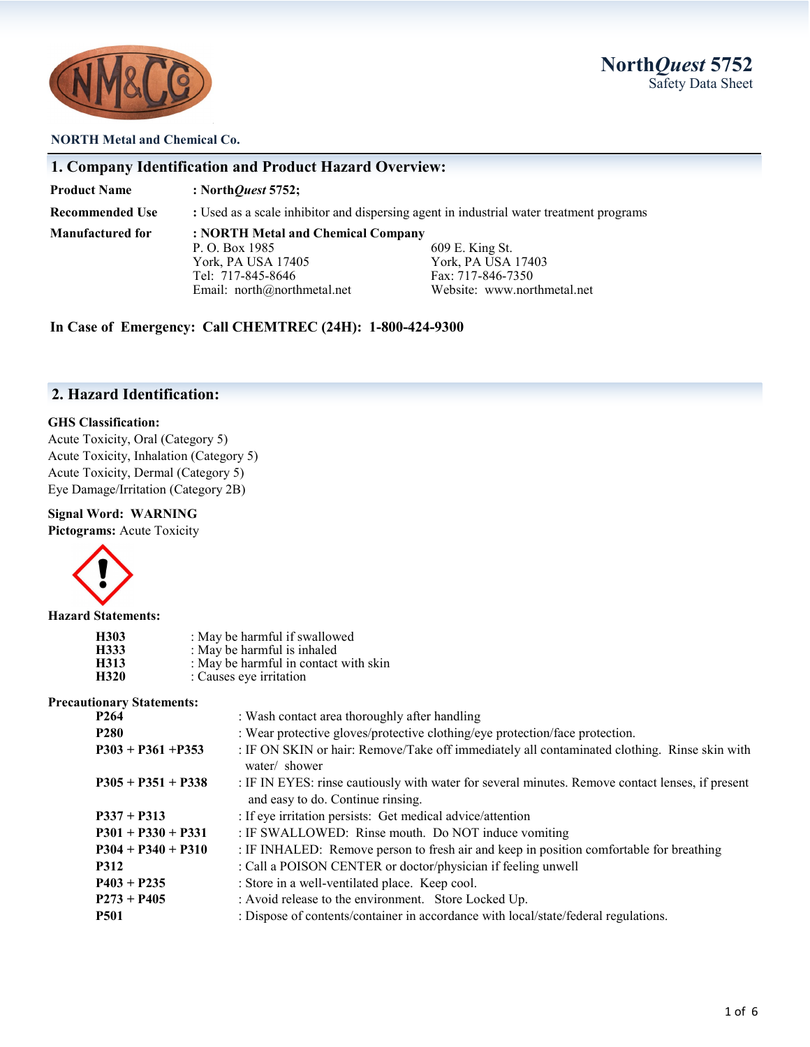# North*Quest* 5752
Safety Data Sheet

NORTH Metal and Chemical Co.

## 1. Company Identification and Product Hazard Overview:

**Product Name** : **North*Quest* 5752;**

**Recommended Use** : Used as a scale inhibitor and dispersing agent in industrial water treatment programs

**Manufactured for** : **NORTH Metal and Chemical Company**

P. O. Box 1985
York, PA USA 17405
Tel: 717-845-8646
Email: north@northmetal.net

609 E. King St.
York, PA USA 17403
Fax: 717-846-7350
Website: www.northmetal.net

**In Case of Emergency: Call CHEMTREC (24H): 1-800-424-9300**

## 2. Hazard Identification:

**GHS Classification:**

Acute Toxicity, Oral (Category 5)
Acute Toxicity, Inhalation (Category 5)
Acute Toxicity, Dermal (Category 5)
Eye Damage/Irritation (Category 2B)

**Signal Word: WARNING**

**Pictograms:** Acute Toxicity

**Hazard Statements:**

| | |
|---|---|
| **H303** | : May be harmful if swallowed |
| **H333** | : May be harmful is inhaled |
| **H313** | : May be harmful in contact with skin |
| **H320** | : Causes eye irritation |

**Precautionary Statements:**

| | |
|---|---|
| **P264** | : Wash contact area thoroughly after handling |
| **P280** | : Wear protective gloves/protective clothing/eye protection/face protection. |
| **P303 + P361 +P353** | : IF ON SKIN or hair: Remove/Take off immediately all contaminated clothing. Rinse skin with water/ shower |
| **P305 + P351 + P338** | : IF IN EYES: rinse cautiously with water for several minutes. Remove contact lenses, if present and easy to do. Continue rinsing. |
| **P337 + P313** | : If eye irritation persists: Get medical advice/attention |
| **P301 + P330 + P331** | : IF SWALLOWED: Rinse mouth. Do NOT induce vomiting |
| **P304 + P340 + P310** | : IF INHALED: Remove person to fresh air and keep in position comfortable for breathing |
| **P312** | : Call a POISON CENTER or doctor/physician if feeling unwell |
| **P403 + P235** | : Store in a well-ventilated place. Keep cool. |
| **P273 + P405** | : Avoid release to the environment. Store Locked Up. |
| **P501** | : Dispose of contents/container in accordance with local/state/federal regulations. |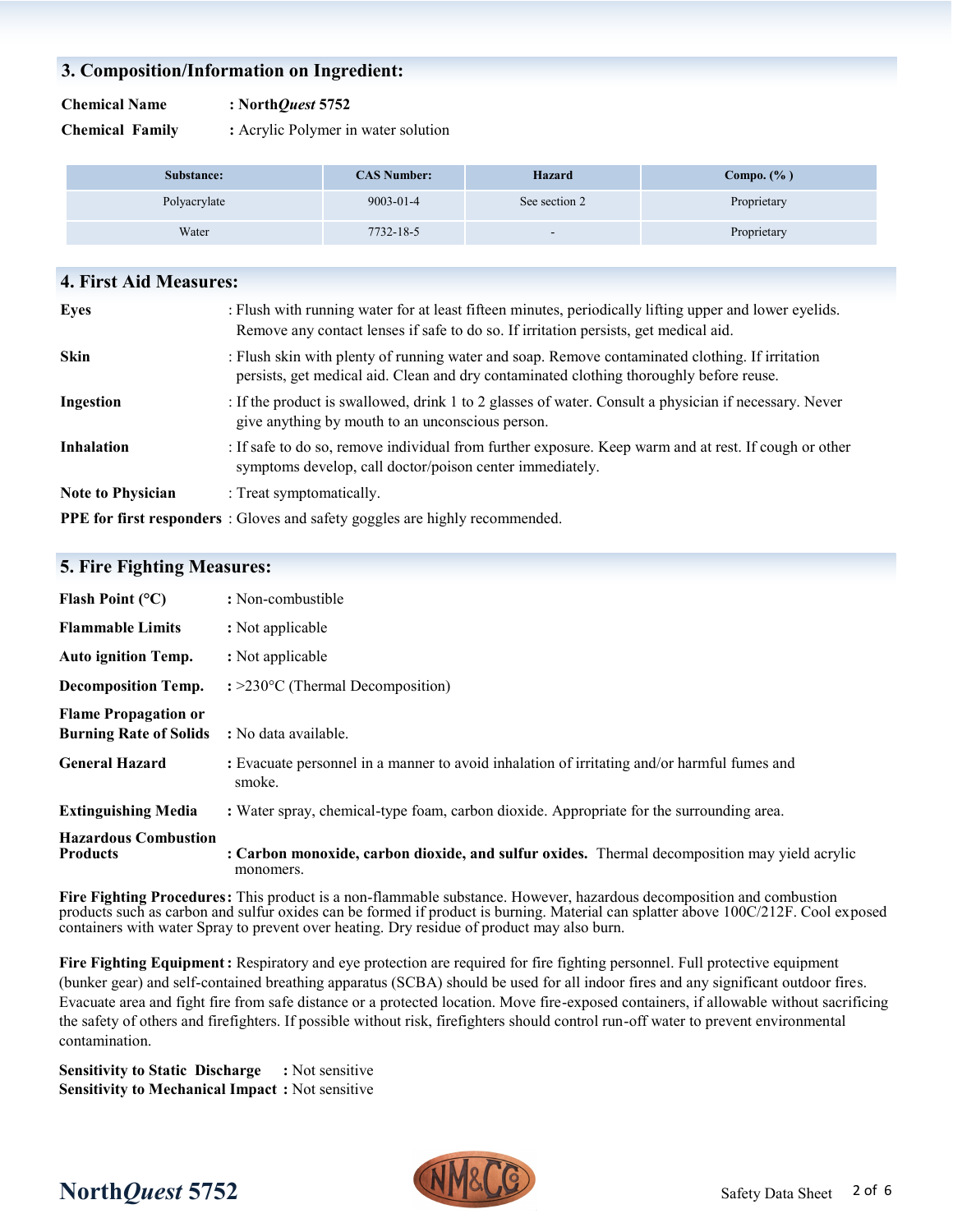## 3. Composition/Information on Ingredient:

**Chemical Name** : **North*Quest* 5752**

**Chemical Family** : Acrylic Polymer in water solution

| Substance: | CAS Number: | Hazard | Compo. (% ) |
|---|---|---|---|
| Polyacrylate | 9003-01-4 | See section 2 | Proprietary |
| Water | 7732-18-5 | - | Proprietary |

## 4. First Aid Measures:

**Eyes** : Flush with running water for at least fifteen minutes, periodically lifting upper and lower eyelids. Remove any contact lenses if safe to do so. If irritation persists, get medical aid.

**Skin** : Flush skin with plenty of running water and soap. Remove contaminated clothing. If irritation persists, get medical aid. Clean and dry contaminated clothing thoroughly before reuse.

**Ingestion** : If the product is swallowed, drink 1 to 2 glasses of water. Consult a physician if necessary. Never give anything by mouth to an unconscious person.

**Inhalation** : If safe to do so, remove individual from further exposure. Keep warm and at rest. If cough or other symptoms develop, call doctor/poison center immediately.

**Note to Physician** : Treat symptomatically.

**PPE for first responders** : Gloves and safety goggles are highly recommended.

## 5. Fire Fighting Measures:

**Flash Point (°C)** : Non-combustible

**Flammable Limits** : Not applicable

**Auto ignition Temp.** : Not applicable

**Decomposition Temp.** : >230°C (Thermal Decomposition)

**Flame Propagation or Burning Rate of Solids** : No data available.

**General Hazard** : Evacuate personnel in a manner to avoid inhalation of irritating and/or harmful fumes and smoke.

**Extinguishing Media** : Water spray, chemical-type foam, carbon dioxide. Appropriate for the surrounding area.

**Hazardous Combustion Products** : **Carbon monoxide, carbon dioxide, and sulfur oxides.** Thermal decomposition may yield acrylic monomers.

**Fire Fighting Procedures:** This product is a non-flammable substance. However, hazardous decomposition and combustion products such as carbon and sulfur oxides can be formed if product is burning. Material can splatter above 100C/212F. Cool exposed containers with water Spray to prevent over heating. Dry residue of product may also burn.

**Fire Fighting Equipment:** Respiratory and eye protection are required for fire fighting personnel. Full protective equipment (bunker gear) and self-contained breathing apparatus (SCBA) should be used for all indoor fires and any significant outdoor fires. Evacuate area and fight fire from safe distance or a protected location. Move fire-exposed containers, if allowable without sacrificing the safety of others and firefighters. If possible without risk, firefighters should control run-off water to prevent environmental contamination.

**Sensitivity to Static Discharge** : Not sensitive
**Sensitivity to Mechanical Impact** : Not sensitive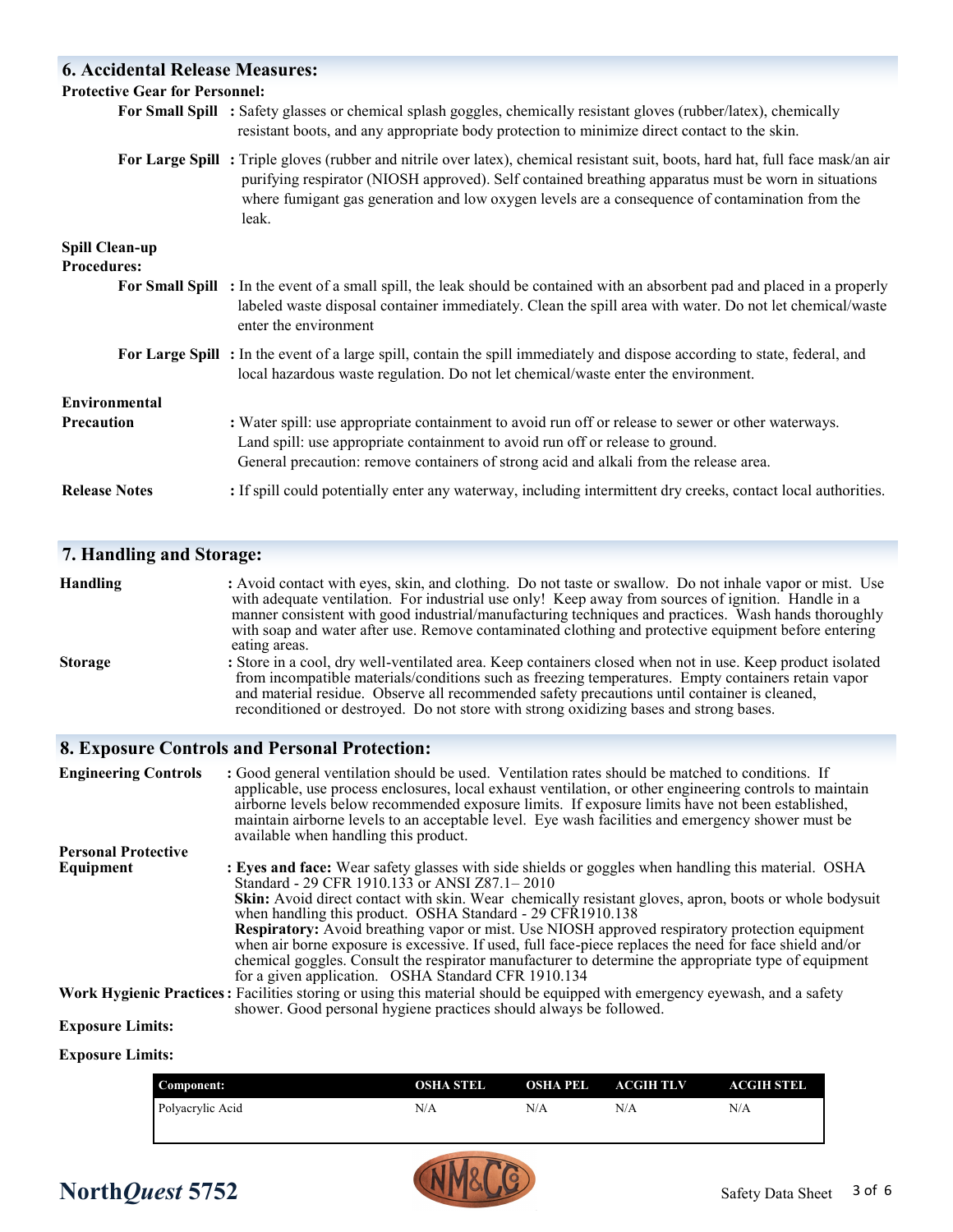## 6. Accidental Release Measures:

**Protective Gear for Personnel:**

**For Small Spill** : Safety glasses or chemical splash goggles, chemically resistant gloves (rubber/latex), chemically resistant boots, and any appropriate body protection to minimize direct contact to the skin.

**For Large Spill** : Triple gloves (rubber and nitrile over latex), chemical resistant suit, boots, hard hat, full face mask/an air purifying respirator (NIOSH approved). Self contained breathing apparatus must be worn in situations where fumigant gas generation and low oxygen levels are a consequence of contamination from the leak.

**Spill Clean-up Procedures:**

**For Small Spill** : In the event of a small spill, the leak should be contained with an absorbent pad and placed in a properly labeled waste disposal container immediately. Clean the spill area with water. Do not let chemical/waste enter the environment

**For Large Spill** : In the event of a large spill, contain the spill immediately and dispose according to state, federal, and local hazardous waste regulation. Do not let chemical/waste enter the environment.

**Environmental Precaution** : Water spill: use appropriate containment to avoid run off or release to sewer or other waterways.
Land spill: use appropriate containment to avoid run off or release to ground.
General precaution: remove containers of strong acid and alkali from the release area.

**Release Notes** : If spill could potentially enter any waterway, including intermittent dry creeks, contact local authorities.

## 7. Handling and Storage:

**Handling** : Avoid contact with eyes, skin, and clothing. Do not taste or swallow. Do not inhale vapor or mist. Use with adequate ventilation. For industrial use only! Keep away from sources of ignition. Handle in a manner consistent with good industrial/manufacturing techniques and practices. Wash hands thoroughly with soap and water after use. Remove contaminated clothing and protective equipment before entering eating areas.

**Storage** : Store in a cool, dry well-ventilated area. Keep containers closed when not in use. Keep product isolated from incompatible materials/conditions such as freezing temperatures. Empty containers retain vapor and material residue. Observe all recommended safety precautions until container is cleaned, reconditioned or destroyed. Do not store with strong oxidizing bases and strong bases.

## 8. Exposure Controls and Personal Protection:

**Engineering Controls** : Good general ventilation should be used. Ventilation rates should be matched to conditions. If applicable, use process enclosures, local exhaust ventilation, or other engineering controls to maintain airborne levels below recommended exposure limits. If exposure limits have not been established, maintain airborne levels to an acceptable level. Eye wash facilities and emergency shower must be available when handling this product.

**Personal Protective Equipment** : **Eyes and face:** Wear safety glasses with side shields or goggles when handling this material. OSHA Standard - 29 CFR 1910.133 or ANSI Z87.1– 2010
**Skin:** Avoid direct contact with skin. Wear chemically resistant gloves, apron, boots or whole bodysuit when handling this product. OSHA Standard - 29 CFR1910.138
**Respiratory:** Avoid breathing vapor or mist. Use NIOSH approved respiratory protection equipment when air borne exposure is excessive. If used, full face-piece replaces the need for face shield and/or chemical goggles. Consult the respirator manufacturer to determine the appropriate type of equipment for a given application. OSHA Standard CFR 1910.134

**Work Hygienic Practices** : Facilities storing or using this material should be equipped with emergency eyewash, and a safety shower. Good personal hygiene practices should always be followed.

**Exposure Limits:**

**Exposure Limits:**

| Component: | OSHA STEL | OSHA PEL | ACGIH TLV | ACGIH STEL |
|---|---|---|---|---|
| Polyacrylic Acid | N/A | N/A | N/A | N/A |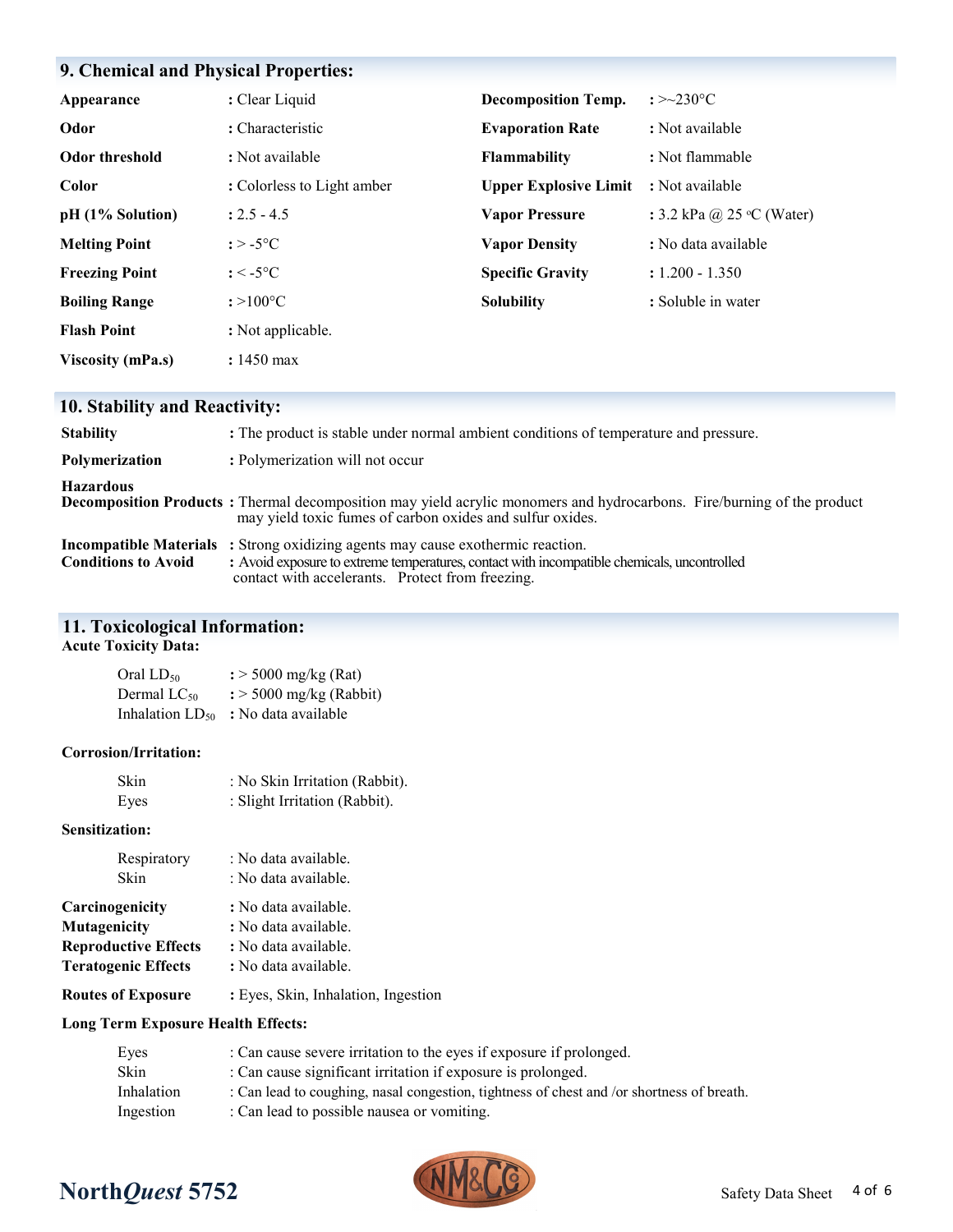## 9. Chemical and Physical Properties:

| Property | Value | Property | Value |
|---|---|---|---|
| **Appearance** | : Clear Liquid | **Decomposition Temp.** | : >~230°C |
| **Odor** | : Characteristic | **Evaporation Rate** | : Not available |
| **Odor threshold** | : Not available | **Flammability** | : Not flammable |
| **Color** | : Colorless to Light amber | **Upper Explosive Limit** | : Not available |
| **pH (1% Solution)** | : 2.5 - 4.5 | **Vapor Pressure** | : 3.2 kPa @ 25 °C (Water) |
| **Melting Point** | : > -5°C | **Vapor Density** | : No data available |
| **Freezing Point** | : < -5°C | **Specific Gravity** | : 1.200 - 1.350 |
| **Boiling Range** | : >100°C | **Solubility** | : Soluble in water |
| **Flash Point** | : Not applicable. | | |
| **Viscosity (mPa.s)** | : 1450 max | | |

## 10. Stability and Reactivity:

**Stability** : The product is stable under normal ambient conditions of temperature and pressure.

**Polymerization** : Polymerization will not occur

**Hazardous Decomposition Products** : Thermal decomposition may yield acrylic monomers and hydrocarbons. Fire/burning of the product may yield toxic fumes of carbon oxides and sulfur oxides.

**Incompatible Materials** : Strong oxidizing agents may cause exothermic reaction.

**Conditions to Avoid** : Avoid exposure to extreme temperatures, contact with incompatible chemicals, uncontrolled contact with accelerants. Protect from freezing.

## 11. Toxicological Information:

**Acute Toxicity Data:**

- Oral $LD_{50}$ : > 5000 mg/kg (Rat)
- Dermal $LC_{50}$ : > 5000 mg/kg (Rabbit)
- Inhalation $LD_{50}$ : No data available

**Corrosion/Irritation:**

- Skin : No Skin Irritation (Rabbit).
- Eyes : Slight Irritation (Rabbit).

**Sensitization:**

- Respiratory : No data available.
- Skin : No data available.

**Carcinogenicity** : No data available.
**Mutagenicity** : No data available.
**Reproductive Effects** : No data available.
**Teratogenic Effects** : No data available.

**Routes of Exposure** : Eyes, Skin, Inhalation, Ingestion

**Long Term Exposure Health Effects:**

- Eyes : Can cause severe irritation to the eyes if exposure if prolonged.
- Skin : Can cause significant irritation if exposure is prolonged.
- Inhalation : Can lead to coughing, nasal congestion, tightness of chest and /or shortness of breath.
- Ingestion : Can lead to possible nausea or vomiting.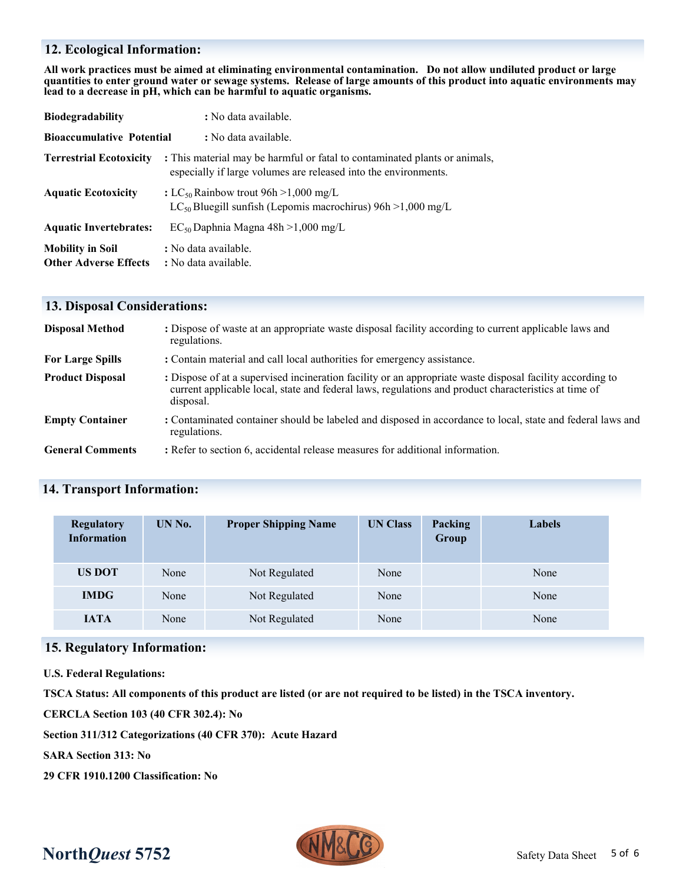## 12. Ecological Information:

**All work practices must be aimed at eliminating environmental contamination. Do not allow undiluted product or large quantities to enter ground water or sewage systems. Release of large amounts of this product into aquatic environments may lead to a decrease in pH, which can be harmful to aquatic organisms.**

**Biodegradability** : No data available.

**Bioaccumulative Potential** : No data available.

**Terrestrial Ecotoxicity** : This material may be harmful or fatal to contaminated plants or animals, especially if large volumes are released into the environments.

**Aquatic Ecotoxicity** : $LC_{50}$ Rainbow trout 96h >1,000 mg/L
$LC_{50}$ Bluegill sunfish (Lepomis macrochirus) 96h >1,000 mg/L

**Aquatic Invertebrates:** $EC_{50}$ Daphnia Magna 48h >1,000 mg/L

**Mobility in Soil** : No data available.
**Other Adverse Effects** : No data available.

## 13. Disposal Considerations:

**Disposal Method** : Dispose of waste at an appropriate waste disposal facility according to current applicable laws and regulations.

**For Large Spills** : Contain material and call local authorities for emergency assistance.

**Product Disposal** : Dispose of at a supervised incineration facility or an appropriate waste disposal facility according to current applicable local, state and federal laws, regulations and product characteristics at time of disposal.

**Empty Container** : Contaminated container should be labeled and disposed in accordance to local, state and federal laws and regulations.

**General Comments** : Refer to section 6, accidental release measures for additional information.

## 14. Transport Information:

| Regulatory Information | UN No. | Proper Shipping Name | UN Class | Packing Group | Labels |
|---|---|---|---|---|---|
| **US DOT** | None | Not Regulated | None | | None |
| **IMDG** | None | Not Regulated | None | | None |
| **IATA** | None | Not Regulated | None | | None |

## 15. Regulatory Information:

**U.S. Federal Regulations:**

**TSCA Status: All components of this product are listed (or are not required to be listed) in the TSCA inventory.**

**CERCLA Section 103 (40 CFR 302.4): No**

**Section 311/312 Categorizations (40 CFR 370): Acute Hazard**

**SARA Section 313: No**

**29 CFR 1910.1200 Classification: No**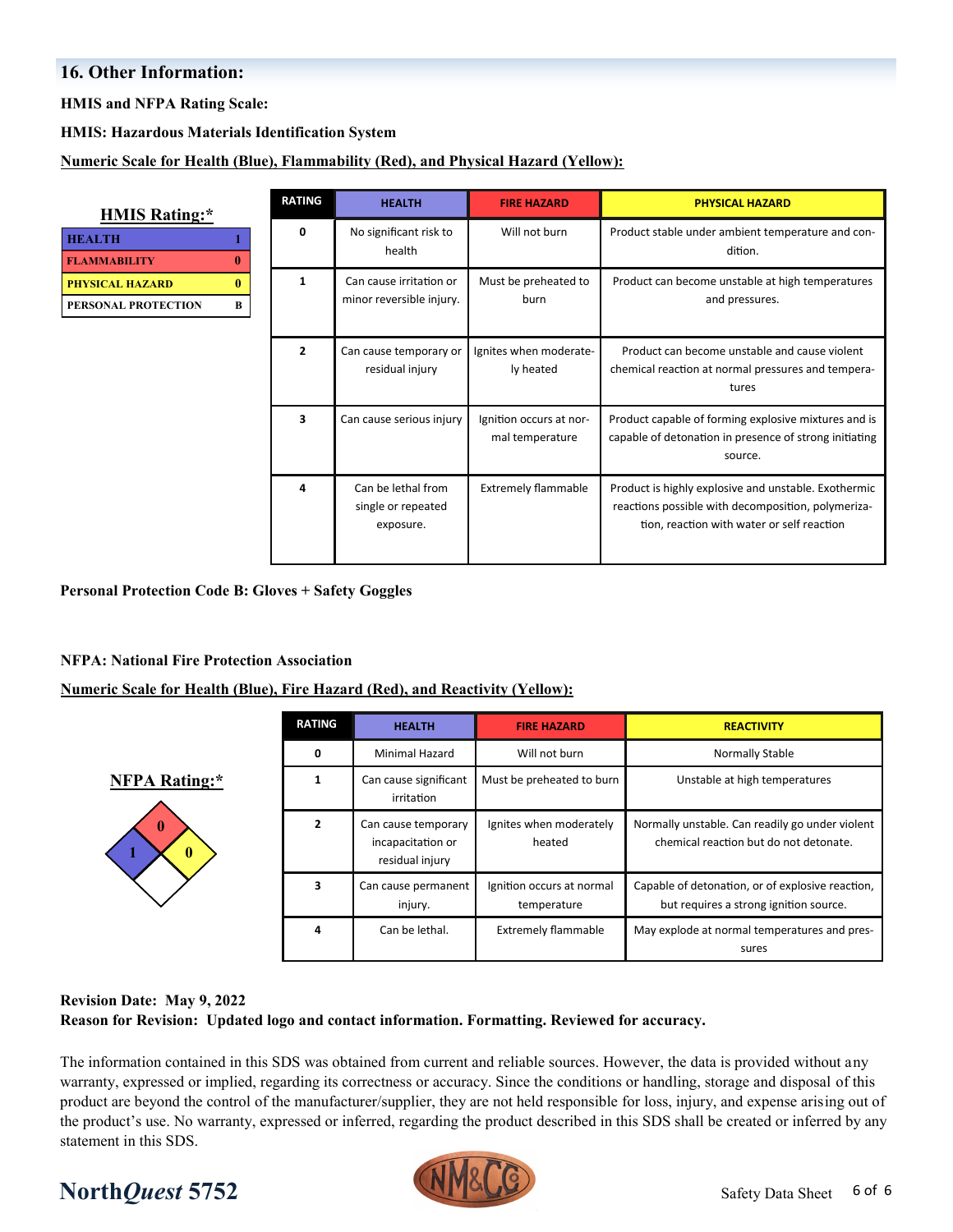## 16. Other Information:

**HMIS and NFPA Rating Scale:**

**HMIS: Hazardous Materials Identification System**

**Numeric Scale for Health (Blue), Flammability (Red), and Physical Hazard (Yellow):**

**HMIS Rating:***

| | |
|---|---|
| HEALTH | 1 |
| FLAMMABILITY | 0 |
| PHYSICAL HAZARD | 0 |
| PERSONAL PROTECTION | B |

| RATING | HEALTH | FIRE HAZARD | PHYSICAL HAZARD |
|---|---|---|---|
| 0 | No significant risk to health | Will not burn | Product stable under ambient temperature and condition. |
| 1 | Can cause irritation or minor reversible injury. | Must be preheated to burn | Product can become unstable at high temperatures and pressures. |
| 2 | Can cause temporary or residual injury | Ignites when moderately heated | Product can become unstable and cause violent chemical reaction at normal pressures and temperatures |
| 3 | Can cause serious injury | Ignition occurs at normal temperature | Product capable of forming explosive mixtures and is capable of detonation in presence of strong initiating source. |
| 4 | Can be lethal from single or repeated exposure. | Extremely flammable | Product is highly explosive and unstable. Exothermic reactions possible with decomposition, polymerization, reaction with water or self reaction |

**Personal Protection Code B: Gloves + Safety Goggles**

**NFPA: National Fire Protection Association**

**Numeric Scale for Health (Blue), Fire Hazard (Red), and Reactivity (Yellow):**

**NFPA Rating:***

Health: 1
Fire Hazard: 0
Reactivity: 0

| RATING | HEALTH | FIRE HAZARD | REACTIVITY |
|---|---|---|---|
| 0 | Minimal Hazard | Will not burn | Normally Stable |
| 1 | Can cause significant irritation | Must be preheated to burn | Unstable at high temperatures |
| 2 | Can cause temporary incapacitation or residual injury | Ignites when moderately heated | Normally unstable. Can readily go under violent chemical reaction but do not detonate. |
| 3 | Can cause permanent injury. | Ignition occurs at normal temperature | Capable of detonation, or of explosive reaction, but requires a strong ignition source. |
| 4 | Can be lethal. | Extremely flammable | May explode at normal temperatures and pressures |

**Revision Date: May 9, 2022**
**Reason for Revision: Updated logo and contact information. Formatting. Reviewed for accuracy.**

The information contained in this SDS was obtained from current and reliable sources. However, the data is provided without any warranty, expressed or implied, regarding its correctness or accuracy. Since the conditions or handling, storage and disposal of this product are beyond the control of the manufacturer/supplier, they are not held responsible for loss, injury, and expense arising out of the product's use. No warranty, expressed or inferred, regarding the product described in this SDS shall be created or inferred by any statement in this SDS.